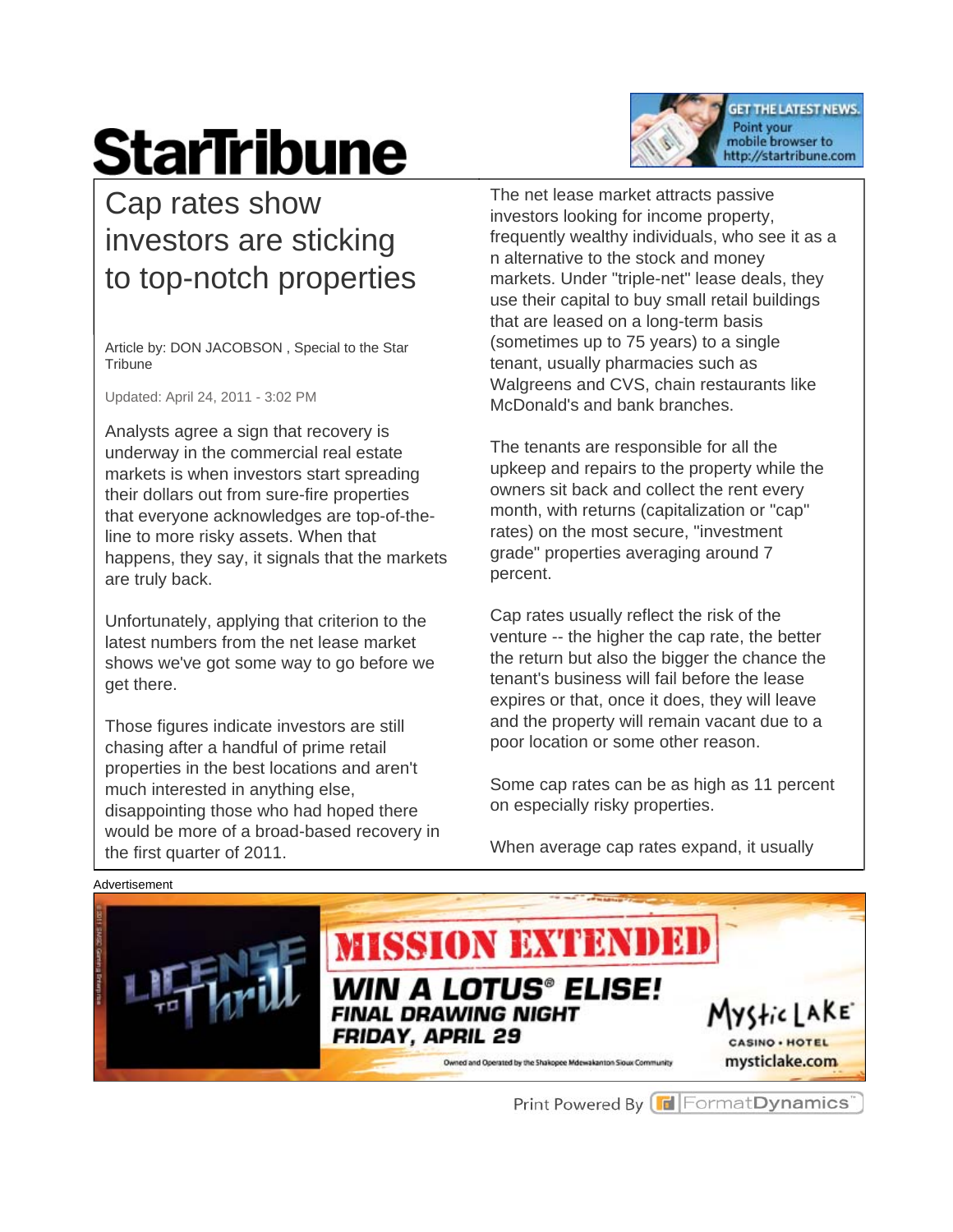# Cap rates show investors are sticking to top-notch properties

Article by: DON JACOBSON , Special to the Star Tribune

Updated: April 24, 2011 - 3:02 PM

Analysts agree a sign that recovery is underway in the commercial real estate markets is when investors start spreading their dollars out from sure-fire properties that everyone acknowledges are top-of-the-line to more risky assets. When that happens, they say, it signals that the markets are truly back.

Unfortunately, applying that criterion to the latest numbers from the net lease market shows we've got some way to go before we get there.

Those figures indicate investors are still chasing after a handful of prime retail properties in the best locations and aren't much interested in anything else, disappointing those who had hoped there would be more of a broad-based recovery in the first quarter of 2011.

The net lease market attracts passive investors looking for income property, frequently wealthy individuals, who see it as a n alternative to the stock and money markets. Under "triple-net" lease deals, they use their capital to buy small retail buildings that are leased on a long-term basis (sometimes up to 75 years) to a single tenant, usually pharmacies such as Walgreens and CVS, chain restaurants like McDonald's and bank branches.

The tenants are responsible for all the upkeep and repairs to the property while the owners sit back and collect the rent every month, with returns (capitalization or "cap" rates) on the most secure, "investment grade" properties averaging around 7 percent.

Cap rates usually reflect the risk of the venture -- the higher the cap rate, the better the return but also the bigger the chance the tenant's business will fail before the lease expires or that, once it does, they will leave and the property will remain vacant due to a poor location or some other reason.

Some cap rates can be as high as 11 percent on especially risky properties.

When average cap rates expand, it usually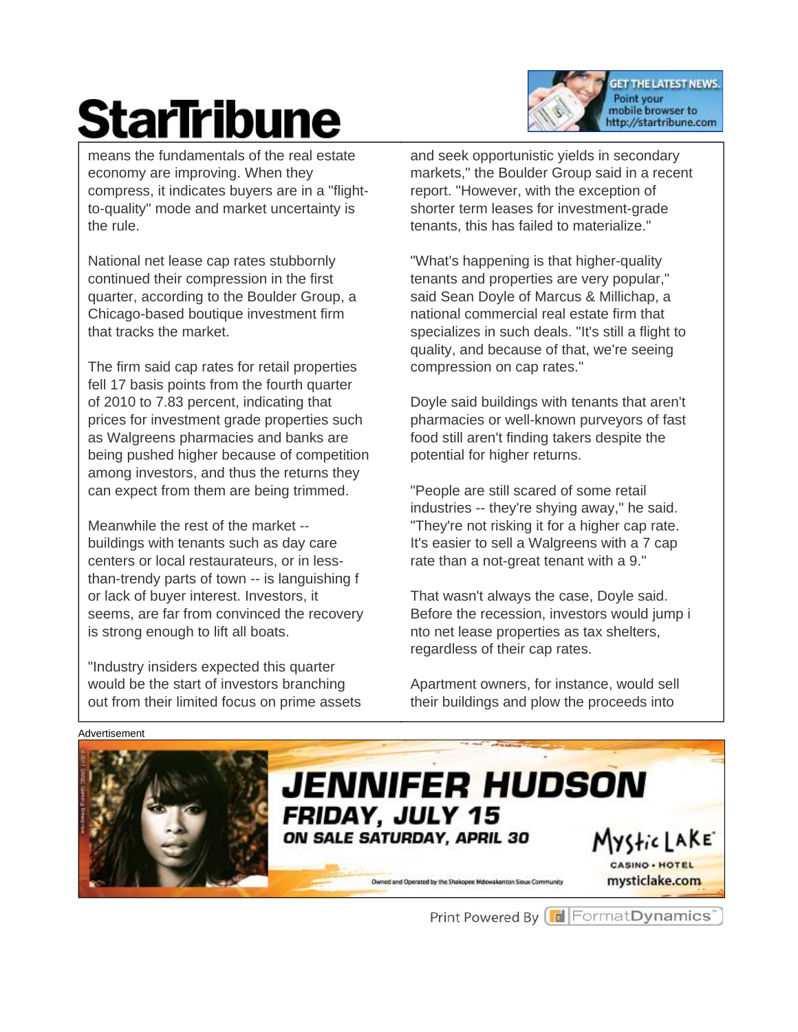means the fundamentals of the real estate economy are improving. When they compress, it indicates buyers are in a "flight-to-quality" mode and market uncertainty is the rule.

National net lease cap rates stubbornly continued their compression in the first quarter, according to the Boulder Group, a Chicago-based boutique investment firm that tracks the market.

The firm said cap rates for retail properties fell 17 basis points from the fourth quarter of 2010 to 7.83 percent, indicating that prices for investment grade properties such as Walgreens pharmacies and banks are being pushed higher because of competition among investors, and thus the returns they can expect from them are being trimmed.

Meanwhile the rest of the market -- buildings with tenants such as day care centers or local restaurateurs, or in less-than-trendy parts of town -- is languishing for lack of buyer interest. Investors, it seems, are far from convinced the recovery is strong enough to lift all boats.

"Industry insiders expected this quarter would be the start of investors branching out from their limited focus on prime assets and seek opportunistic yields in secondary markets," the Boulder Group said in a recent report. "However, with the exception of shorter term leases for investment-grade tenants, this has failed to materialize."

"What's happening is that higher-quality tenants and properties are very popular," said Sean Doyle of Marcus & Millichap, a national commercial real estate firm that specializes in such deals. "It's still a flight to quality, and because of that, we're seeing compression on cap rates."

Doyle said buildings with tenants that aren't pharmacies or well-known purveyors of fast food still aren't finding takers despite the potential for higher returns.

"People are still scared of some retail industries -- they're shying away," he said. "They're not risking it for a higher cap rate. It's easier to sell a Walgreens with a 7 cap rate than a not-great tenant with a 9."

That wasn't always the case, Doyle said. Before the recession, investors would jump into net lease properties as tax shelters, regardless of their cap rates.

Apartment owners, for instance, would sell their buildings and plow the proceeds into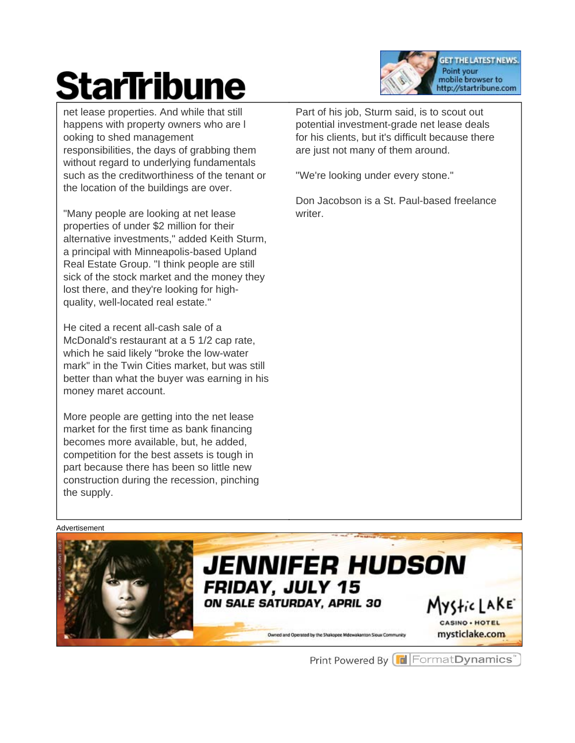net lease properties. And while that still happens with property owners who are l ooking to shed management responsibilities, the days of grabbing them without regard to underlying fundamentals such as the creditworthiness of the tenant or the location of the buildings are over.

"Many people are looking at net lease properties of under $2 million for their alternative investments," added Keith Sturm, a principal with Minneapolis-based Upland Real Estate Group. "I think people are still sick of the stock market and the money they lost there, and they're looking for high-quality, well-located real estate."

He cited a recent all-cash sale of a McDonald's restaurant at a 5 1/2 cap rate, which he said likely "broke the low-water mark" in the Twin Cities market, but was still better than what the buyer was earning in his money maret account.

More people are getting into the net lease market for the first time as bank financing becomes more available, but, he added, competition for the best assets is tough in part because there has been so little new construction during the recession, pinching the supply.

Part of his job, Sturm said, is to scout out potential investment-grade net lease deals for his clients, but it's difficult because there are just not many of them around.

"We're looking under every stone."

Don Jacobson is a St. Paul-based freelance writer.